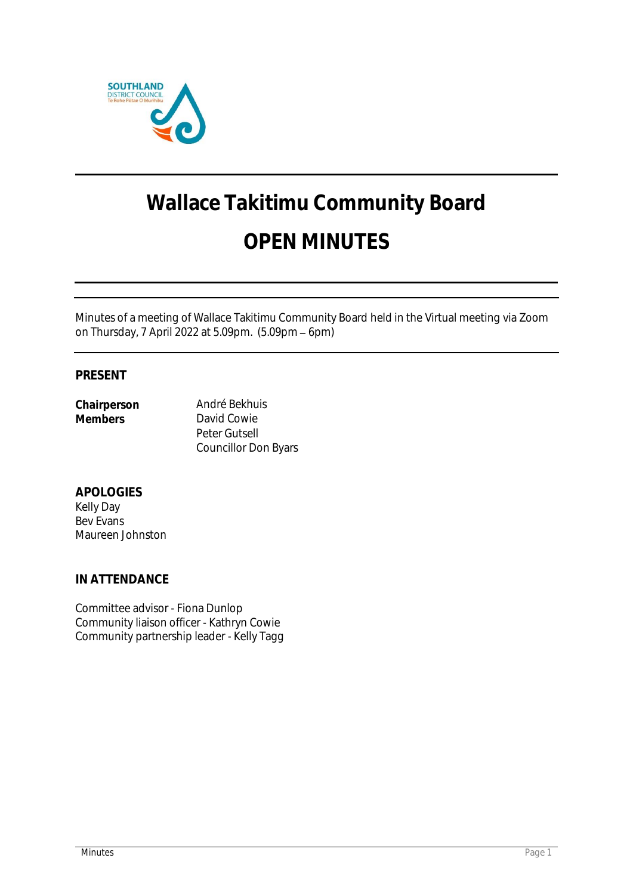# Wallace Takitimu Community Board

# OPEN MINUTES

Minutes of a meeting of Wallace Takitimu Community Board held in the Virtual meeting via Zoom on Thursday, 7 April 2022 at 5.09pm. (5.09pm – 6pm)

## PRESENT

| | |
|---|---|
| **Chairperson** | André Bekhuis |
| **Members** | David Cowie |
| | Peter Gutsell |
| | Councillor Don Byars |

## APOLOGIES

Kelly Day
Bev Evans
Maureen Johnston

## IN ATTENDANCE

Committee advisor - Fiona Dunlop
Community liaison officer - Kathryn Cowie
Community partnership leader - Kelly Tagg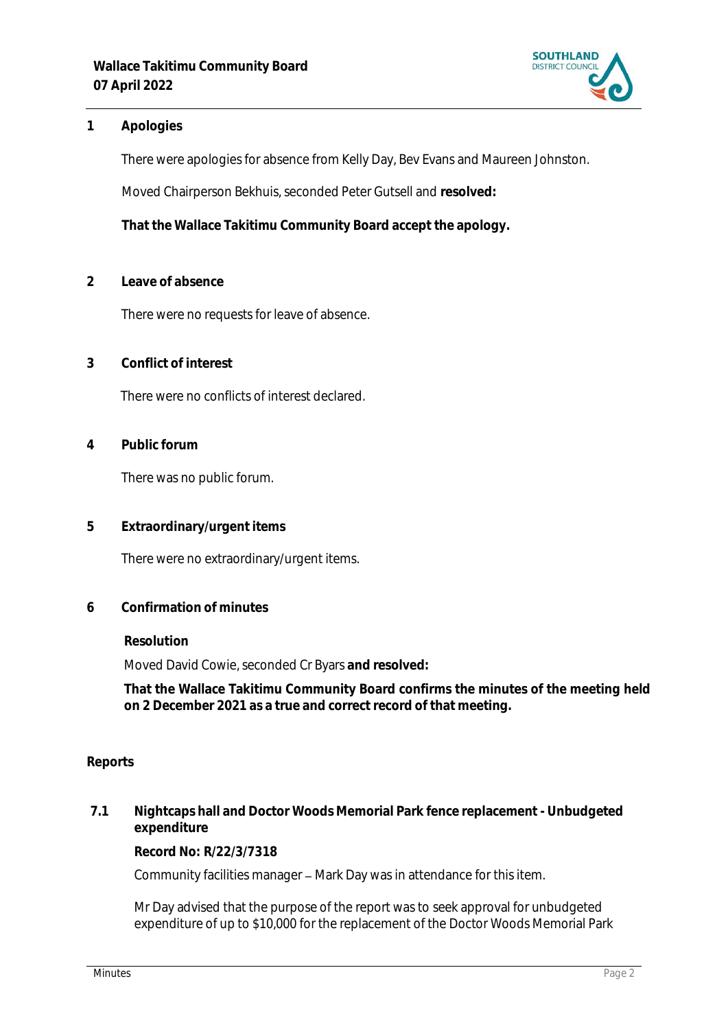## 1 Apologies

There were apologies for absence from Kelly Day, Bev Evans and Maureen Johnston.

Moved Chairperson Bekhuis, seconded Peter Gutsell and **resolved:**

**That the Wallace Takitimu Community Board accept the apology.**

## 2 Leave of absence

There were no requests for leave of absence.

## 3 Conflict of interest

There were no conflicts of interest declared.

## 4 Public forum

There was no public forum.

## 5 Extraordinary/urgent items

There were no extraordinary/urgent items.

## 6 Confirmation of minutes

**Resolution**

Moved David Cowie, seconded Cr Byars **and resolved:**

**That the Wallace Takitimu Community Board confirms the minutes of the meeting held on 2 December 2021 as a true and correct record of that meeting.**

## Reports

### 7.1 Nightcaps hall and Doctor Woods Memorial Park fence replacement - Unbudgeted expenditure

**Record No: R/22/3/7318**

Community facilities manager – Mark Day was in attendance for this item.

Mr Day advised that the purpose of the report was to seek approval for unbudgeted expenditure of up to $10,000 for the replacement of the Doctor Woods Memorial Park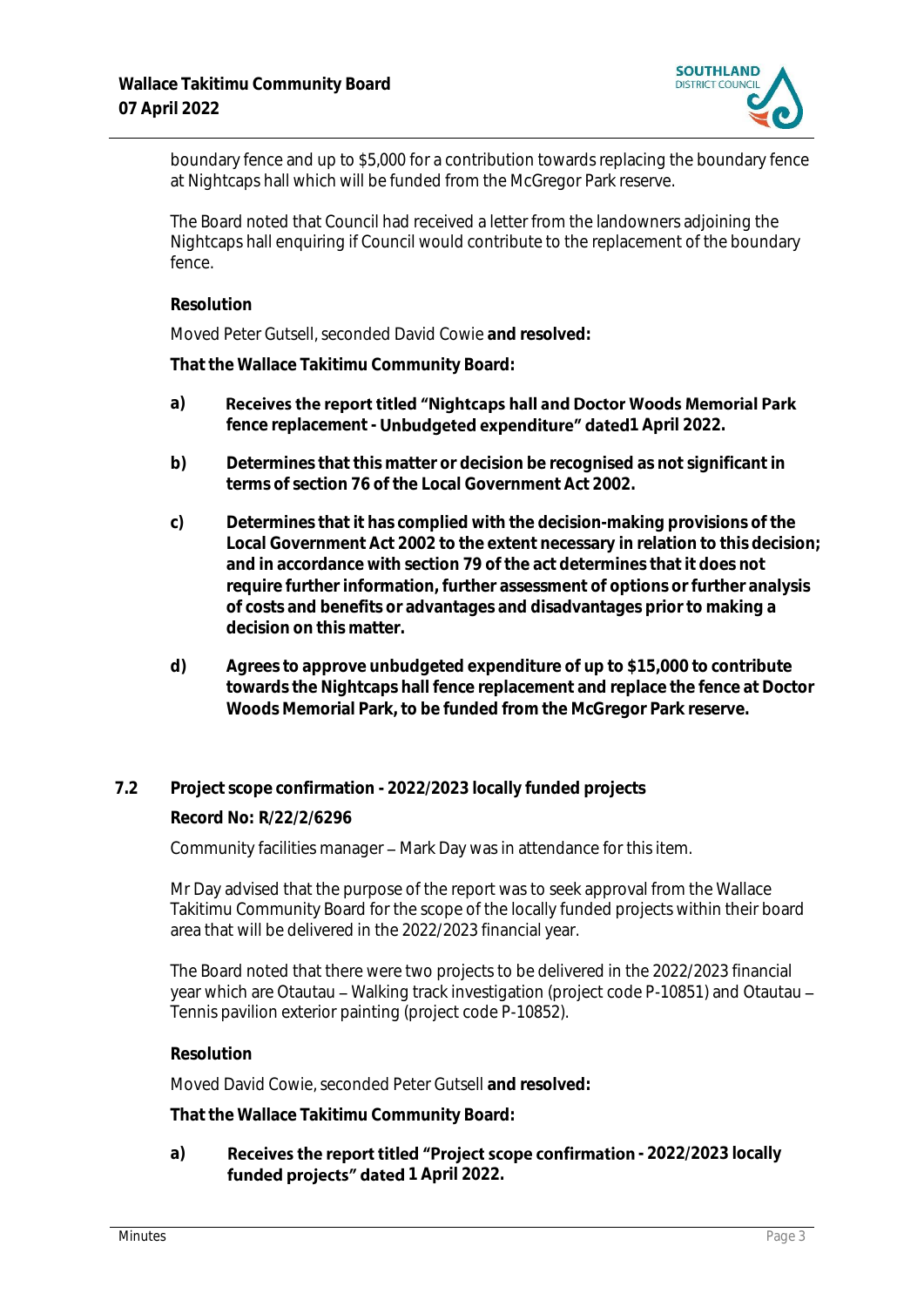boundary fence and up to $5,000 for a contribution towards replacing the boundary fence at Nightcaps hall which will be funded from the McGregor Park reserve.

The Board noted that Council had received a letter from the landowners adjoining the Nightcaps hall enquiring if Council would contribute to the replacement of the boundary fence.

**Resolution**

Moved Peter Gutsell, seconded David Cowie **and resolved:**

**That the Wallace Takitimu Community Board:**

a) **Receives the report titled "Nightcaps hall and Doctor Woods Memorial Park fence replacement - Unbudgeted expenditure" dated1 April 2022.**

b) **Determines that this matter or decision be recognised as not significant in terms of section 76 of the Local Government Act 2002.**

c) **Determines that it has complied with the decision-making provisions of the Local Government Act 2002 to the extent necessary in relation to this decision; and in accordance with section 79 of the act determines that it does not require further information, further assessment of options or further analysis of costs and benefits or advantages and disadvantages prior to making a decision on this matter.**

d) **Agrees to approve unbudgeted expenditure of up to $15,000 to contribute towards the Nightcaps hall fence replacement and replace the fence at Doctor Woods Memorial Park, to be funded from the McGregor Park reserve.**

## 7.2 Project scope confirmation - 2022/2023 locally funded projects

**Record No: R/22/2/6296**

Community facilities manager – Mark Day was in attendance for this item.

Mr Day advised that the purpose of the report was to seek approval from the Wallace Takitimu Community Board for the scope of the locally funded projects within their board area that will be delivered in the 2022/2023 financial year.

The Board noted that there were two projects to be delivered in the 2022/2023 financial year which are Otautau – Walking track investigation (project code P-10851) and Otautau – Tennis pavilion exterior painting (project code P-10852).

**Resolution**

Moved David Cowie, seconded Peter Gutsell **and resolved:**

**That the Wallace Takitimu Community Board:**

a) **Receives the report titled "Project scope confirmation - 2022/2023 locally funded projects" dated 1 April 2022.**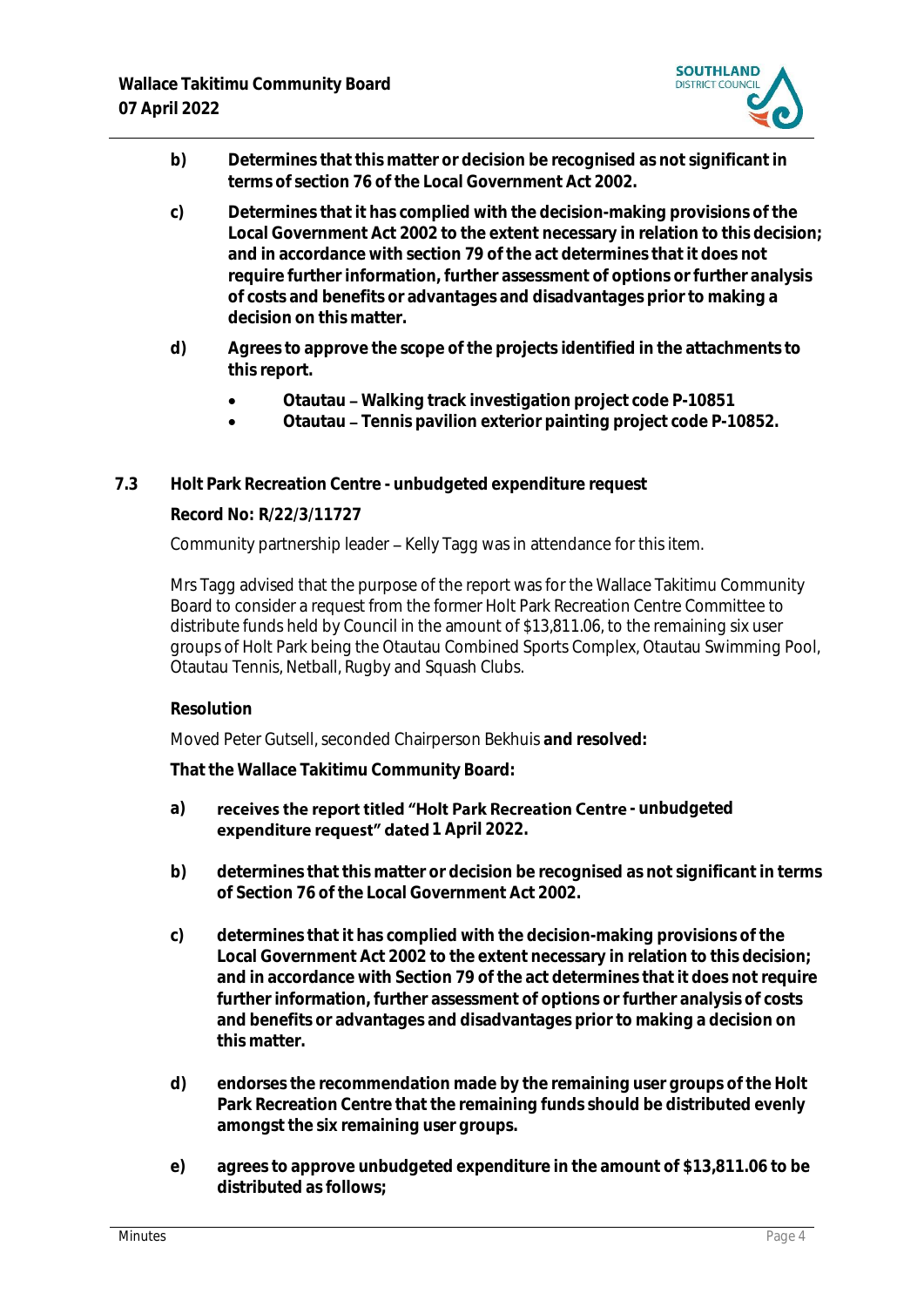**b) Determines that this matter or decision be recognised as not significant in terms of section 76 of the Local Government Act 2002.**

**c) Determines that it has complied with the decision-making provisions of the Local Government Act 2002 to the extent necessary in relation to this decision; and in accordance with section 79 of the act determines that it does not require further information, further assessment of options or further analysis of costs and benefits or advantages and disadvantages prior to making a decision on this matter.**

**d) Agrees to approve the scope of the projects identified in the attachments to this report.**

- **Otautau – Walking track investigation project code P-10851**
- **Otautau – Tennis pavilion exterior painting project code P-10852.**

## 7.3 Holt Park Recreation Centre - unbudgeted expenditure request

**Record No: R/22/3/11727**

Community partnership leader – Kelly Tagg was in attendance for this item.

Mrs Tagg advised that the purpose of the report was for the Wallace Takitimu Community Board to consider a request from the former Holt Park Recreation Centre Committee to distribute funds held by Council in the amount of $13,811.06, to the remaining six user groups of Holt Park being the Otautau Combined Sports Complex, Otautau Swimming Pool, Otautau Tennis, Netball, Rugby and Squash Clubs.

**Resolution**

Moved Peter Gutsell, seconded Chairperson Bekhuis **and resolved:**

**That the Wallace Takitimu Community Board:**

**a) receives the report titled "Holt Park Recreation Centre - unbudgeted expenditure request" dated 1 April 2022.**

**b) determines that this matter or decision be recognised as not significant in terms of Section 76 of the Local Government Act 2002.**

**c) determines that it has complied with the decision-making provisions of the Local Government Act 2002 to the extent necessary in relation to this decision; and in accordance with Section 79 of the act determines that it does not require further information, further assessment of options or further analysis of costs and benefits or advantages and disadvantages prior to making a decision on this matter.**

**d) endorses the recommendation made by the remaining user groups of the Holt Park Recreation Centre that the remaining funds should be distributed evenly amongst the six remaining user groups.**

**e) agrees to approve unbudgeted expenditure in the amount of $13,811.06 to be distributed as follows;**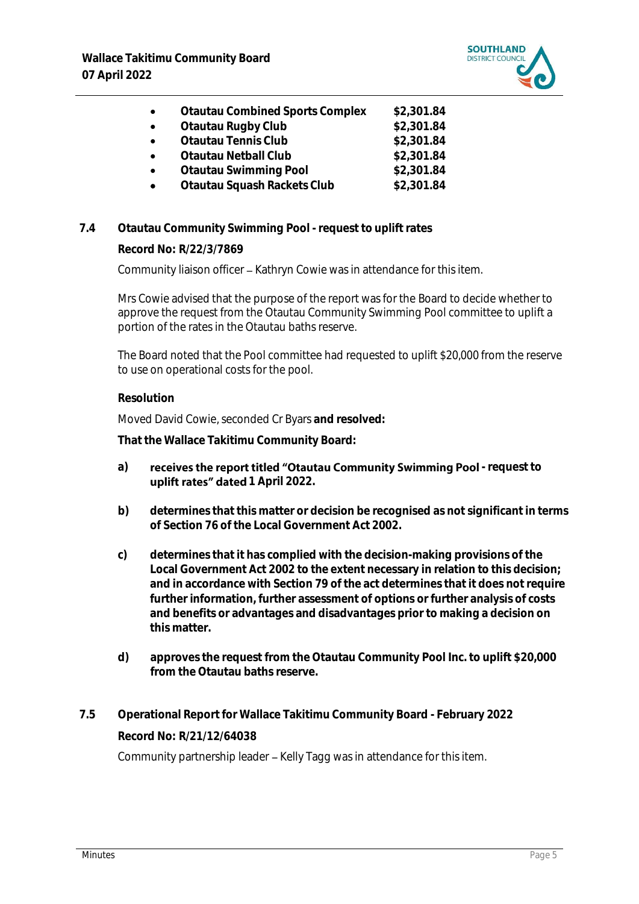- **Otautau Combined Sports Complex $2,301.84**
- **Otautau Rugby Club $2,301.84**
- **Otautau Tennis Club $2,301.84**
- **Otautau Netball Club $2,301.84**
- **Otautau Swimming Pool $2,301.84**
- **Otautau Squash Rackets Club $2,301.84**

## 7.4 Otautau Community Swimming Pool - request to uplift rates

**Record No: R/22/3/7869**

Community liaison officer – Kathryn Cowie was in attendance for this item.

Mrs Cowie advised that the purpose of the report was for the Board to decide whether to approve the request from the Otautau Community Swimming Pool committee to uplift a portion of the rates in the Otautau baths reserve.

The Board noted that the Pool committee had requested to uplift $20,000 from the reserve to use on operational costs for the pool.

**Resolution**

Moved David Cowie, seconded Cr Byars **and resolved:**

**That the Wallace Takitimu Community Board:**

**a) receives the report titled "Otautau Community Swimming Pool - request to uplift rates" dated 1 April 2022.**

**b) determines that this matter or decision be recognised as not significant in terms of Section 76 of the Local Government Act 2002.**

**c) determines that it has complied with the decision-making provisions of the Local Government Act 2002 to the extent necessary in relation to this decision; and in accordance with Section 79 of the act determines that it does not require further information, further assessment of options or further analysis of costs and benefits or advantages and disadvantages prior to making a decision on this matter.**

**d) approves the request from the Otautau Community Pool Inc. to uplift $20,000 from the Otautau baths reserve.**

## 7.5 Operational Report for Wallace Takitimu Community Board - February 2022

**Record No: R/21/12/64038**

Community partnership leader – Kelly Tagg was in attendance for this item.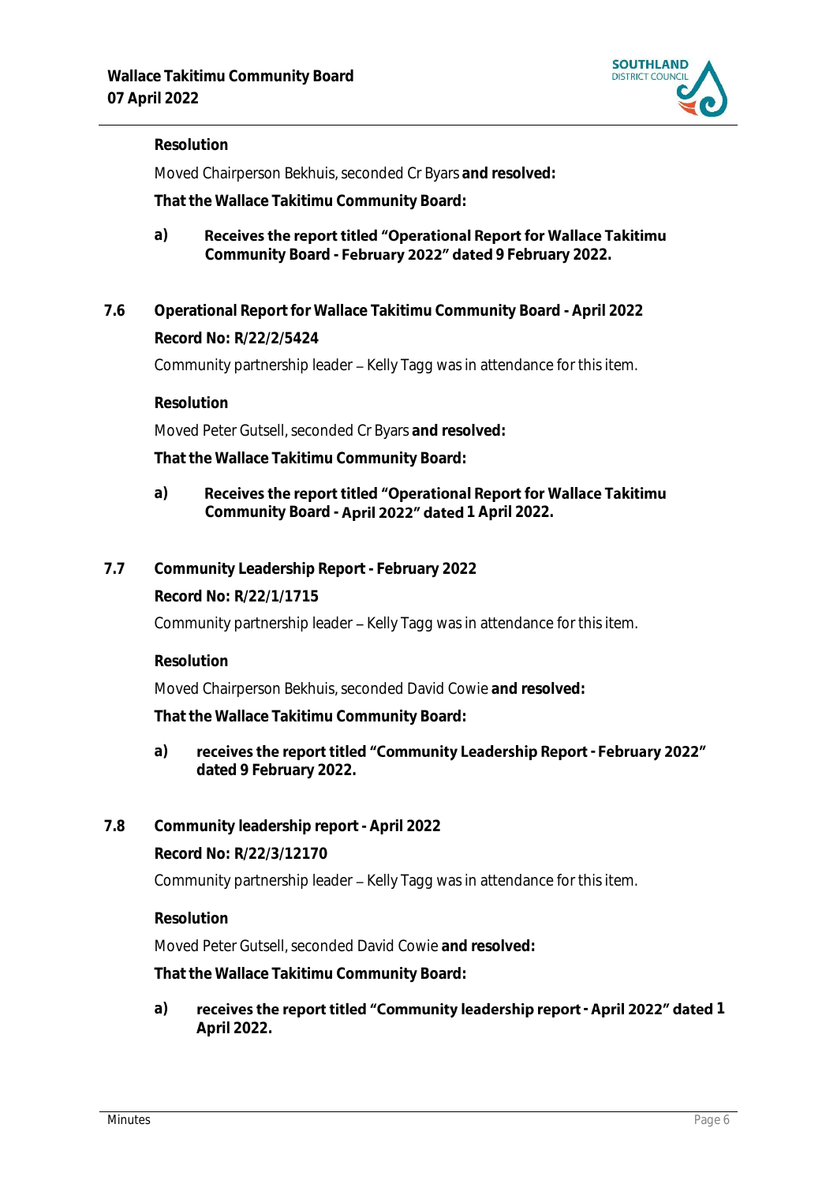**Resolution**

Moved Chairperson Bekhuis, seconded Cr Byars **and resolved:**

**That the Wallace Takitimu Community Board:**

a) **Receives the report titled "Operational Report for Wallace Takitimu Community Board - February 2022" dated 9 February 2022.**

## 7.6 Operational Report for Wallace Takitimu Community Board - April 2022

**Record No: R/22/2/5424**

Community partnership leader – Kelly Tagg was in attendance for this item.

**Resolution**

Moved Peter Gutsell, seconded Cr Byars **and resolved:**

**That the Wallace Takitimu Community Board:**

a) **Receives the report titled "Operational Report for Wallace Takitimu Community Board - April 2022" dated 1 April 2022.**

## 7.7 Community Leadership Report - February 2022

**Record No: R/22/1/1715**

Community partnership leader – Kelly Tagg was in attendance for this item.

**Resolution**

Moved Chairperson Bekhuis, seconded David Cowie **and resolved:**

**That the Wallace Takitimu Community Board:**

a) **receives the report titled "Community Leadership Report - February 2022" dated 9 February 2022.**

## 7.8 Community leadership report - April 2022

**Record No: R/22/3/12170**

Community partnership leader – Kelly Tagg was in attendance for this item.

**Resolution**

Moved Peter Gutsell, seconded David Cowie **and resolved:**

**That the Wallace Takitimu Community Board:**

a) **receives the report titled "Community leadership report - April 2022" dated 1 April 2022.**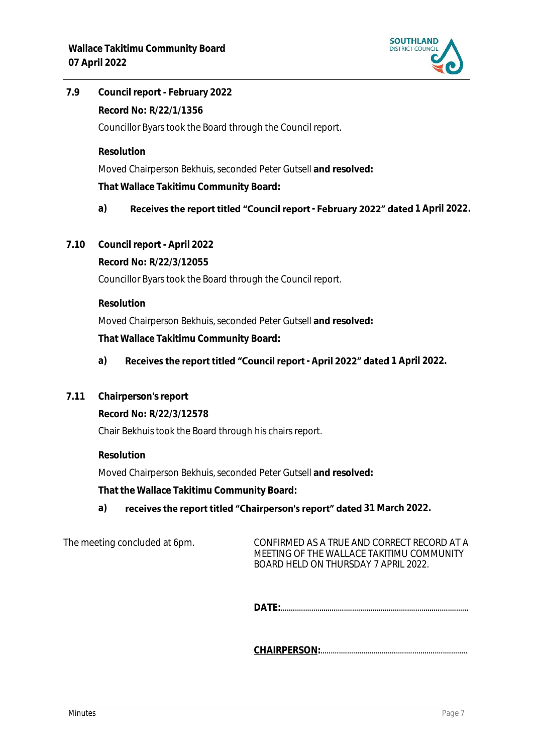## 7.9 Council report - February 2022

**Record No: R/22/1/1356**

Councillor Byars took the Board through the Council report.

**Resolution**

Moved Chairperson Bekhuis, seconded Peter Gutsell **and resolved:**

**That Wallace Takitimu Community Board:**

**a) Receives the report titled "Council report - February 2022" dated 1 April 2022.**

## 7.10 Council report - April 2022

**Record No: R/22/3/12055**

Councillor Byars took the Board through the Council report.

**Resolution**

Moved Chairperson Bekhuis, seconded Peter Gutsell **and resolved:**

**That Wallace Takitimu Community Board:**

**a) Receives the report titled "Council report - April 2022" dated 1 April 2022.**

## 7.11 Chairperson's report

**Record No: R/22/3/12578**

Chair Bekhuis took the Board through his chairs report.

**Resolution**

Moved Chairperson Bekhuis, seconded Peter Gutsell **and resolved:**

**That the Wallace Takitimu Community Board:**

**a) receives the report titled "Chairperson's report" dated 31 March 2022.**

The meeting concluded at 6pm.

CONFIRMED AS A TRUE AND CORRECT RECORD AT A MEETING OF THE WALLACE TAKITIMU COMMUNITY BOARD HELD ON THURSDAY 7 APRIL 2022.

**DATE:**...............................................................................................

**CHAIRPERSON:**...............................................................................